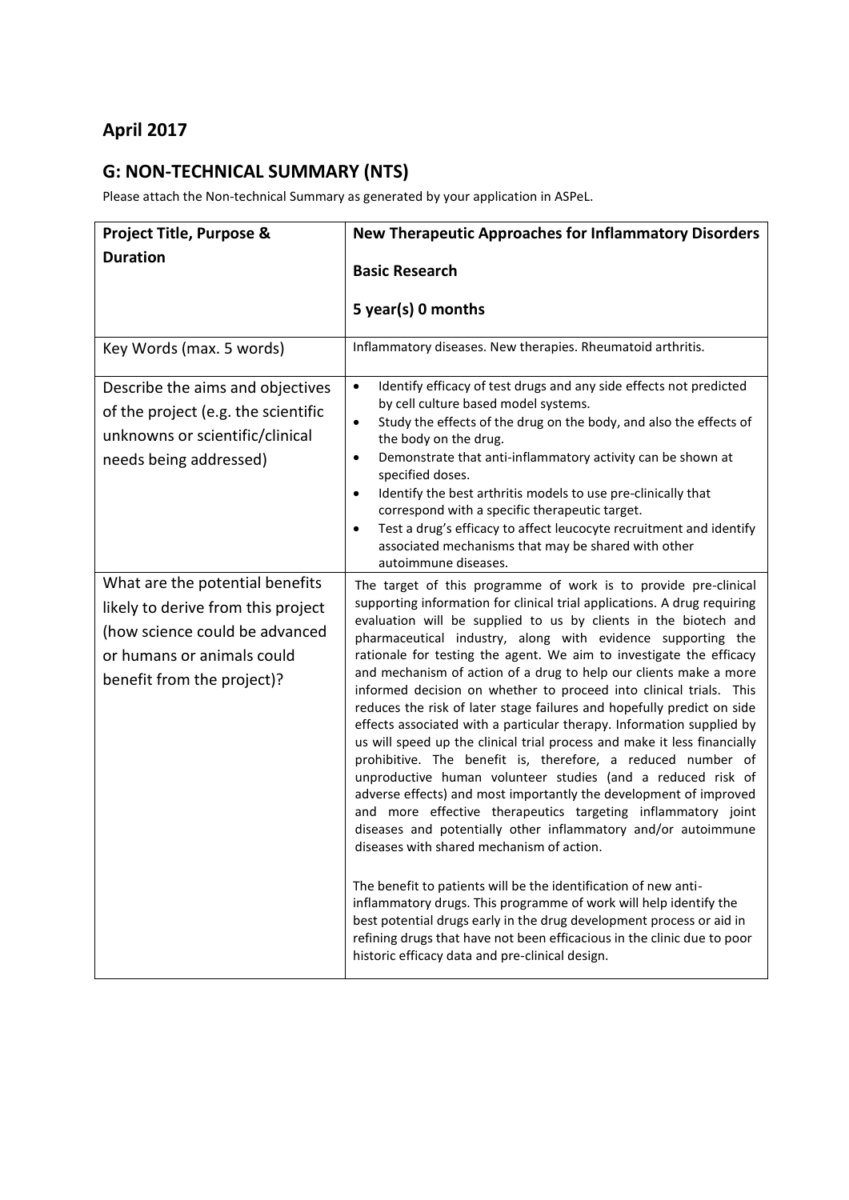## April 2017

## G: NON-TECHNICAL SUMMARY (NTS)

Please attach the Non-technical Summary as generated by your application in ASPeL.

| Project Title, Purpose & Duration | **New Therapeutic Approaches for Inflammatory Disorders**<br><br>**Basic Research**<br><br>**5 year(s) 0 months** |
|---|---|
| Key Words (max. 5 words) | Inflammatory diseases. New therapies. Rheumatoid arthritis. |
| Describe the aims and objectives of the project (e.g. the scientific unknowns or scientific/clinical needs being addressed) | • Identify efficacy of test drugs and any side effects not predicted by cell culture based model systems.<br>• Study the effects of the drug on the body, and also the effects of the body on the drug.<br>• Demonstrate that anti-inflammatory activity can be shown at specified doses.<br>• Identify the best arthritis models to use pre-clinically that correspond with a specific therapeutic target.<br>• Test a drug's efficacy to affect leucocyte recruitment and identify associated mechanisms that may be shared with other autoimmune diseases. |
| What are the potential benefits likely to derive from this project (how science could be advanced or humans or animals could benefit from the project)? | The target of this programme of work is to provide pre-clinical supporting information for clinical trial applications. A drug requiring evaluation will be supplied to us by clients in the biotech and pharmaceutical industry, along with evidence supporting the rationale for testing the agent. We aim to investigate the efficacy and mechanism of action of a drug to help our clients make a more informed decision on whether to proceed into clinical trials. This reduces the risk of later stage failures and hopefully predict on side effects associated with a particular therapy. Information supplied by us will speed up the clinical trial process and make it less financially prohibitive. The benefit is, therefore, a reduced number of unproductive human volunteer studies (and a reduced risk of adverse effects) and most importantly the development of improved and more effective therapeutics targeting inflammatory joint diseases and potentially other inflammatory and/or autoimmune diseases with shared mechanism of action.<br><br>The benefit to patients will be the identification of new anti-inflammatory drugs. This programme of work will help identify the best potential drugs early in the drug development process or aid in refining drugs that have not been efficacious in the clinic due to poor historic efficacy data and pre-clinical design. |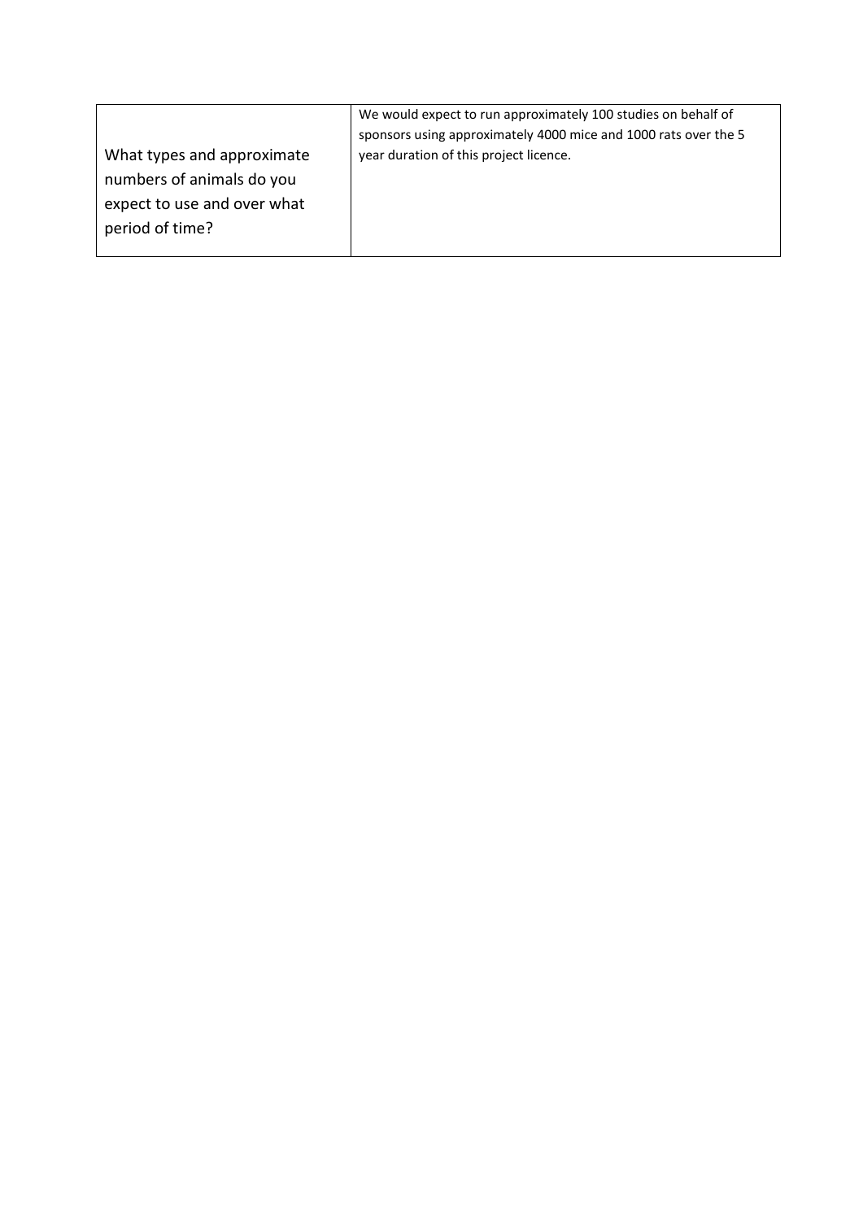| What types and approximate numbers of animals do you expect to use and over what period of time? | We would expect to run approximately 100 studies on behalf of sponsors using approximately 4000 mice and 1000 rats over the 5 year duration of this project licence. |
|---|---|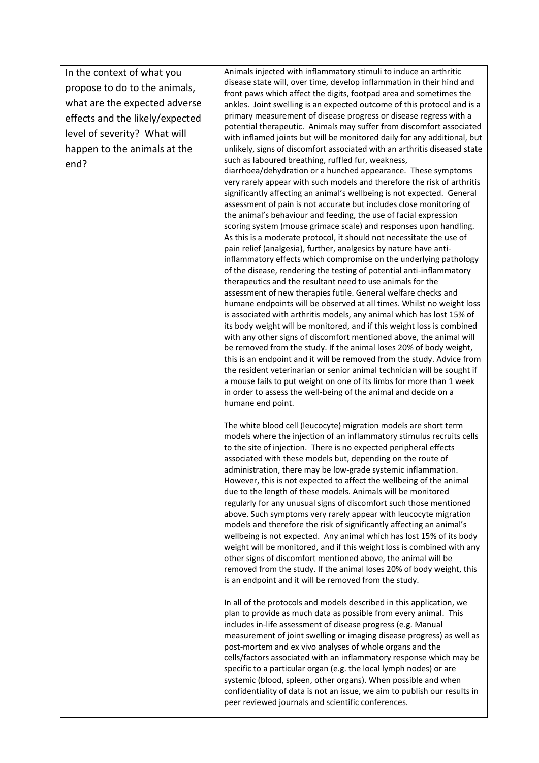| In the context of what you propose to do to the animals, what are the expected adverse effects and the likely/expected level of severity? What will happen to the animals at the end? | Animals injected with inflammatory stimuli to induce an arthritic disease state will, over time, develop inflammation in their hind and front paws which affect the digits, footpad area and sometimes the ankles. Joint swelling is an expected outcome of this protocol and is a primary measurement of disease progress or disease regress with a potential therapeutic. Animals may suffer from discomfort associated with inflamed joints but will be monitored daily for any additional, but unlikely, signs of discomfort associated with an arthritis diseased state such as laboured breathing, ruffled fur, weakness, diarrhoea/dehydration or a hunched appearance. These symptoms very rarely appear with such models and therefore the risk of arthritis significantly affecting an animal's wellbeing is not expected. General assessment of pain is not accurate but includes close monitoring of the animal's behaviour and feeding, the use of facial expression scoring system (mouse grimace scale) and responses upon handling. As this is a moderate protocol, it should not necessitate the use of pain relief (analgesia), further, analgesics by nature have anti-inflammatory effects which compromise on the underlying pathology of the disease, rendering the testing of potential anti-inflammatory therapeutics and the resultant need to use animals for the assessment of new therapies futile. General welfare checks and humane endpoints will be observed at all times. Whilst no weight loss is associated with arthritis models, any animal which has lost 15% of its body weight will be monitored, and if this weight loss is combined with any other signs of discomfort mentioned above, the animal will be removed from the study. If the animal loses 20% of body weight, this is an endpoint and it will be removed from the study. Advice from the resident veterinarian or senior animal technician will be sought if a mouse fails to put weight on one of its limbs for more than 1 week in order to assess the well-being of the animal and decide on a humane end point.<br><br>The white blood cell (leucocyte) migration models are short term models where the injection of an inflammatory stimulus recruits cells to the site of injection. There is no expected peripheral effects associated with these models but, depending on the route of administration, there may be low-grade systemic inflammation. However, this is not expected to affect the wellbeing of the animal due to the length of these models. Animals will be monitored regularly for any unusual signs of discomfort such those mentioned above. Such symptoms very rarely appear with leucocyte migration models and therefore the risk of significantly affecting an animal's wellbeing is not expected. Any animal which has lost 15% of its body weight will be monitored, and if this weight loss is combined with any other signs of discomfort mentioned above, the animal will be removed from the study. If the animal loses 20% of body weight, this is an endpoint and it will be removed from the study.<br><br>In all of the protocols and models described in this application, we plan to provide as much data as possible from every animal. This includes in-life assessment of disease progress (e.g. Manual measurement of joint swelling or imaging disease progress) as well as post-mortem and ex vivo analyses of whole organs and the cells/factors associated with an inflammatory response which may be specific to a particular organ (e.g. the local lymph nodes) or are systemic (blood, spleen, other organs). When possible and when confidentiality of data is not an issue, we aim to publish our results in peer reviewed journals and scientific conferences. |
|---|---|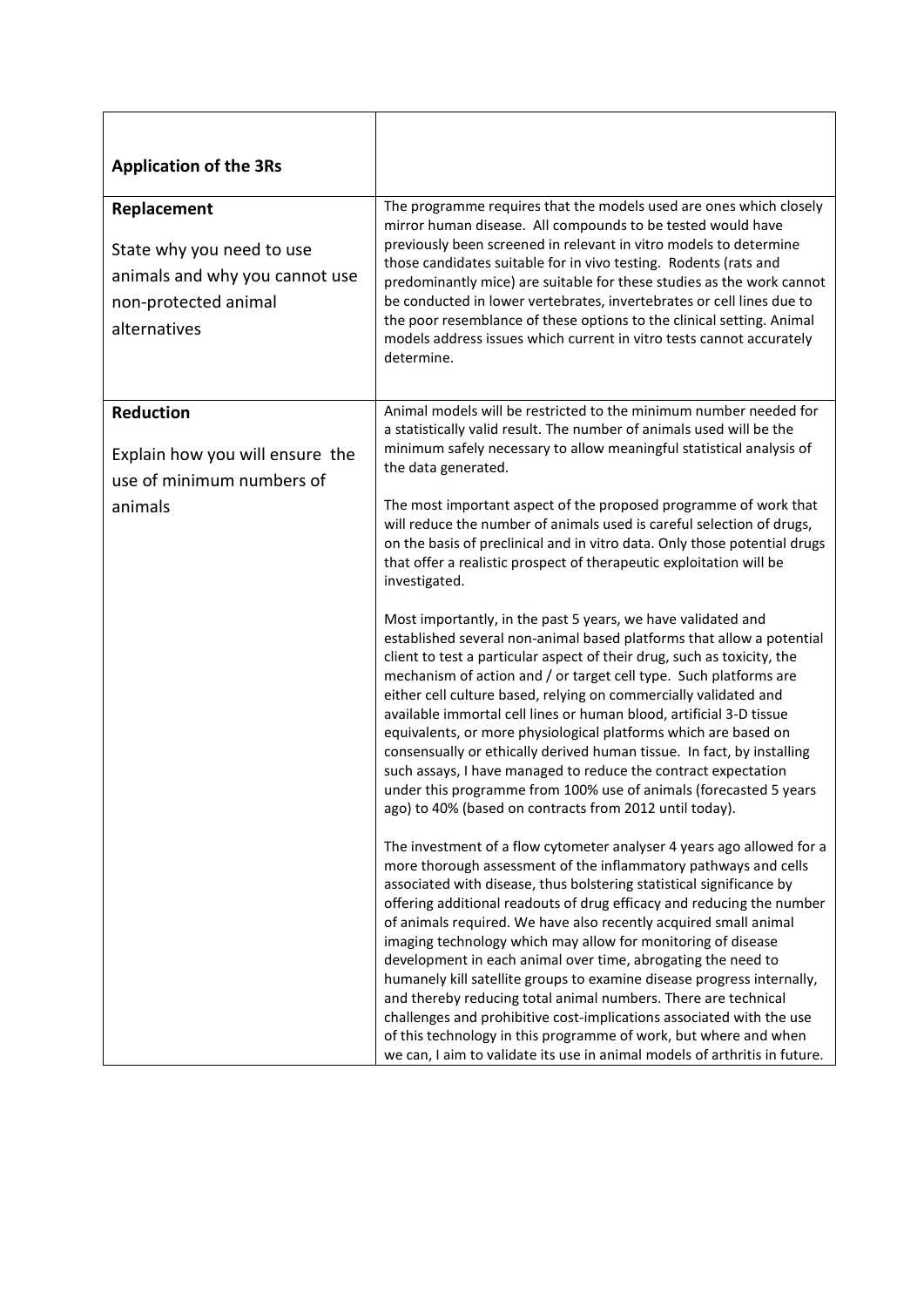| **Application of the 3Rs** | |
|---|---|
| **Replacement**<br><br>State why you need to use animals and why you cannot use non-protected animal alternatives | The programme requires that the models used are ones which closely mirror human disease. All compounds to be tested would have previously been screened in relevant in vitro models to determine those candidates suitable for in vivo testing. Rodents (rats and predominantly mice) are suitable for these studies as the work cannot be conducted in lower vertebrates, invertebrates or cell lines due to the poor resemblance of these options to the clinical setting. Animal models address issues which current in vitro tests cannot accurately determine. |
| **Reduction**<br><br>Explain how you will ensure the use of minimum numbers of animals | Animal models will be restricted to the minimum number needed for a statistically valid result. The number of animals used will be the minimum safely necessary to allow meaningful statistical analysis of the data generated.<br><br>The most important aspect of the proposed programme of work that will reduce the number of animals used is careful selection of drugs, on the basis of preclinical and in vitro data. Only those potential drugs that offer a realistic prospect of therapeutic exploitation will be investigated.<br><br>Most importantly, in the past 5 years, we have validated and established several non-animal based platforms that allow a potential client to test a particular aspect of their drug, such as toxicity, the mechanism of action and / or target cell type. Such platforms are either cell culture based, relying on commercially validated and available immortal cell lines or human blood, artificial 3-D tissue equivalents, or more physiological platforms which are based on consensually or ethically derived human tissue. In fact, by installing such assays, I have managed to reduce the contract expectation under this programme from 100% use of animals (forecasted 5 years ago) to 40% (based on contracts from 2012 until today).<br><br>The investment of a flow cytometer analyser 4 years ago allowed for a more thorough assessment of the inflammatory pathways and cells associated with disease, thus bolstering statistical significance by offering additional readouts of drug efficacy and reducing the number of animals required. We have also recently acquired small animal imaging technology which may allow for monitoring of disease development in each animal over time, abrogating the need to humanely kill satellite groups to examine disease progress internally, and thereby reducing total animal numbers. There are technical challenges and prohibitive cost-implications associated with the use of this technology in this programme of work, but where and when we can, I aim to validate its use in animal models of arthritis in future. |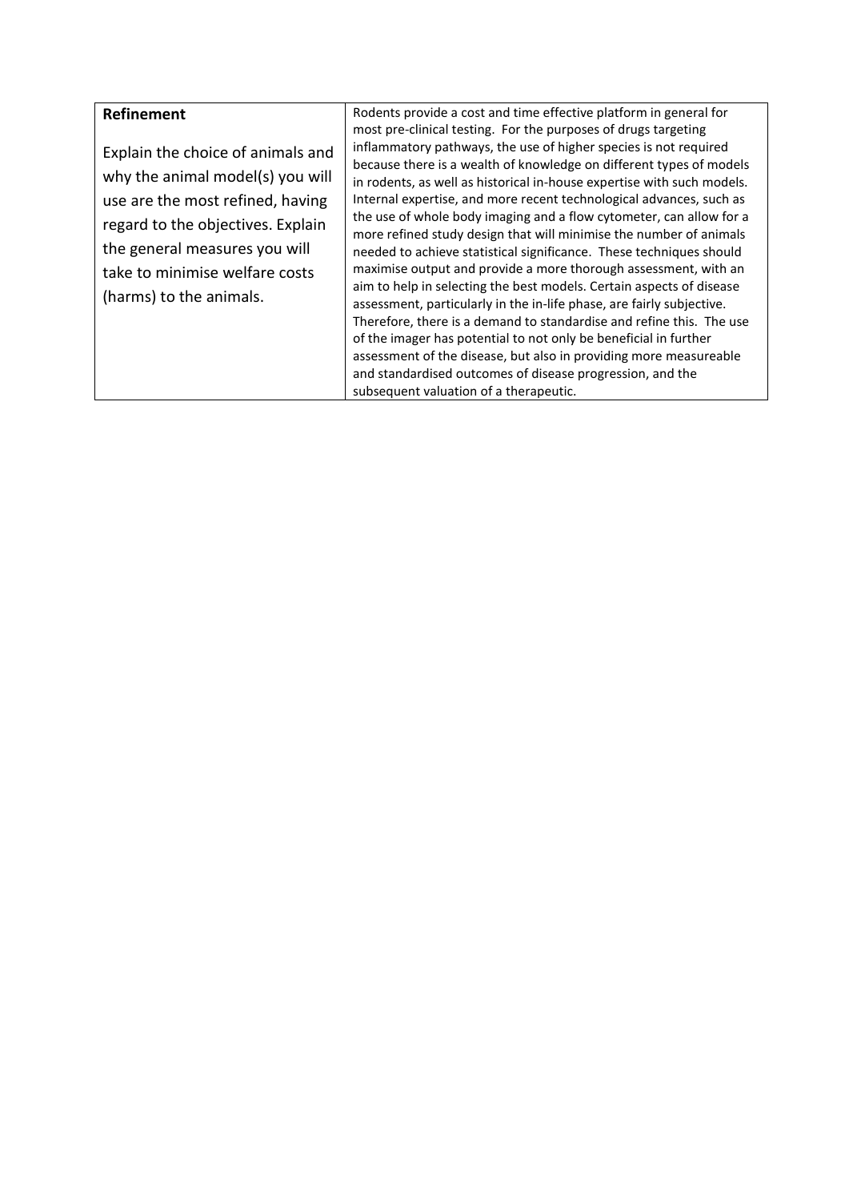| | |
|---|---|
| **Refinement**<br><br>Explain the choice of animals and why the animal model(s) you will use are the most refined, having regard to the objectives. Explain the general measures you will take to minimise welfare costs (harms) to the animals. | Rodents provide a cost and time effective platform in general for most pre-clinical testing. For the purposes of drugs targeting inflammatory pathways, the use of higher species is not required because there is a wealth of knowledge on different types of models in rodents, as well as historical in-house expertise with such models. Internal expertise, and more recent technological advances, such as the use of whole body imaging and a flow cytometer, can allow for a more refined study design that will minimise the number of animals needed to achieve statistical significance. These techniques should maximise output and provide a more thorough assessment, with an aim to help in selecting the best models. Certain aspects of disease assessment, particularly in the in-life phase, are fairly subjective. Therefore, there is a demand to standardise and refine this. The use of the imager has potential to not only be beneficial in further assessment of the disease, but also in providing more measureable and standardised outcomes of disease progression, and the subsequent valuation of a therapeutic. |